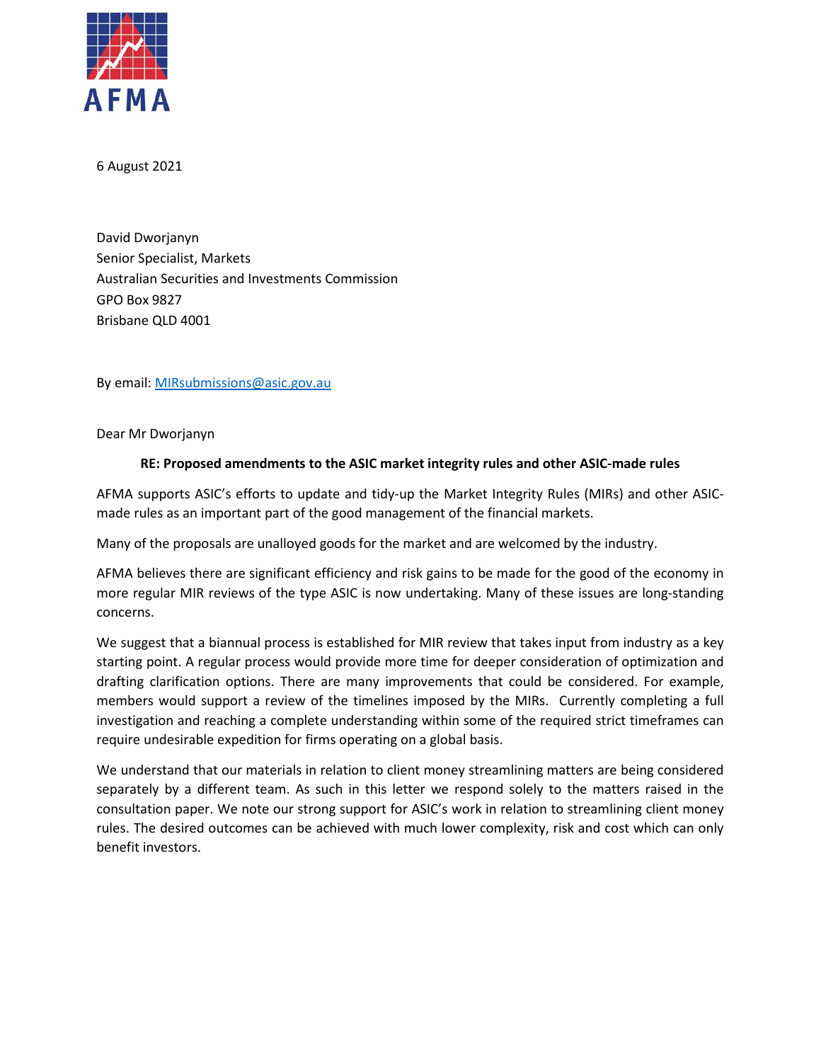AFMA

6 August 2021

David Dworjanyn
Senior Specialist, Markets
Australian Securities and Investments Commission
GPO Box 9827
Brisbane QLD 4001

By email: MIRsubmissions@asic.gov.au

Dear Mr Dworjanyn

**RE: Proposed amendments to the ASIC market integrity rules and other ASIC-made rules**

AFMA supports ASIC's efforts to update and tidy-up the Market Integrity Rules (MIRs) and other ASIC-made rules as an important part of the good management of the financial markets.

Many of the proposals are unalloyed goods for the market and are welcomed by the industry.

AFMA believes there are significant efficiency and risk gains to be made for the good of the economy in more regular MIR reviews of the type ASIC is now undertaking. Many of these issues are long-standing concerns.

We suggest that a biannual process is established for MIR review that takes input from industry as a key starting point. A regular process would provide more time for deeper consideration of optimization and drafting clarification options. There are many improvements that could be considered. For example, members would support a review of the timelines imposed by the MIRs. Currently completing a full investigation and reaching a complete understanding within some of the required strict timeframes can require undesirable expedition for firms operating on a global basis.

We understand that our materials in relation to client money streamlining matters are being considered separately by a different team. As such in this letter we respond solely to the matters raised in the consultation paper. We note our strong support for ASIC's work in relation to streamlining client money rules. The desired outcomes can be achieved with much lower complexity, risk and cost which can only benefit investors.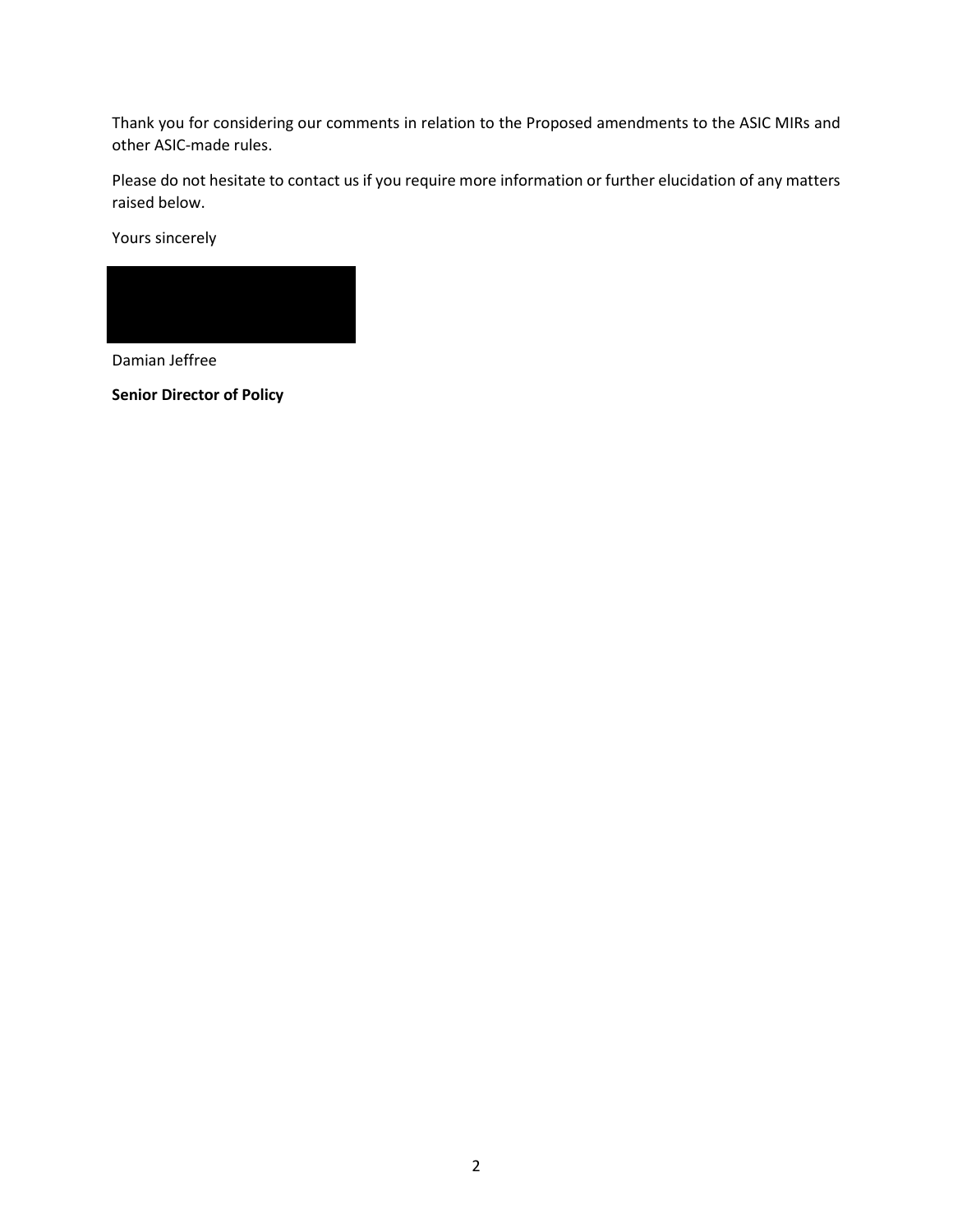Thank you for considering our comments in relation to the Proposed amendments to the ASIC MIRs and other ASIC-made rules.

Please do not hesitate to contact us if you require more information or further elucidation of any matters raised below.

Yours sincerely

Damian Jeffree

**Senior Director of Policy**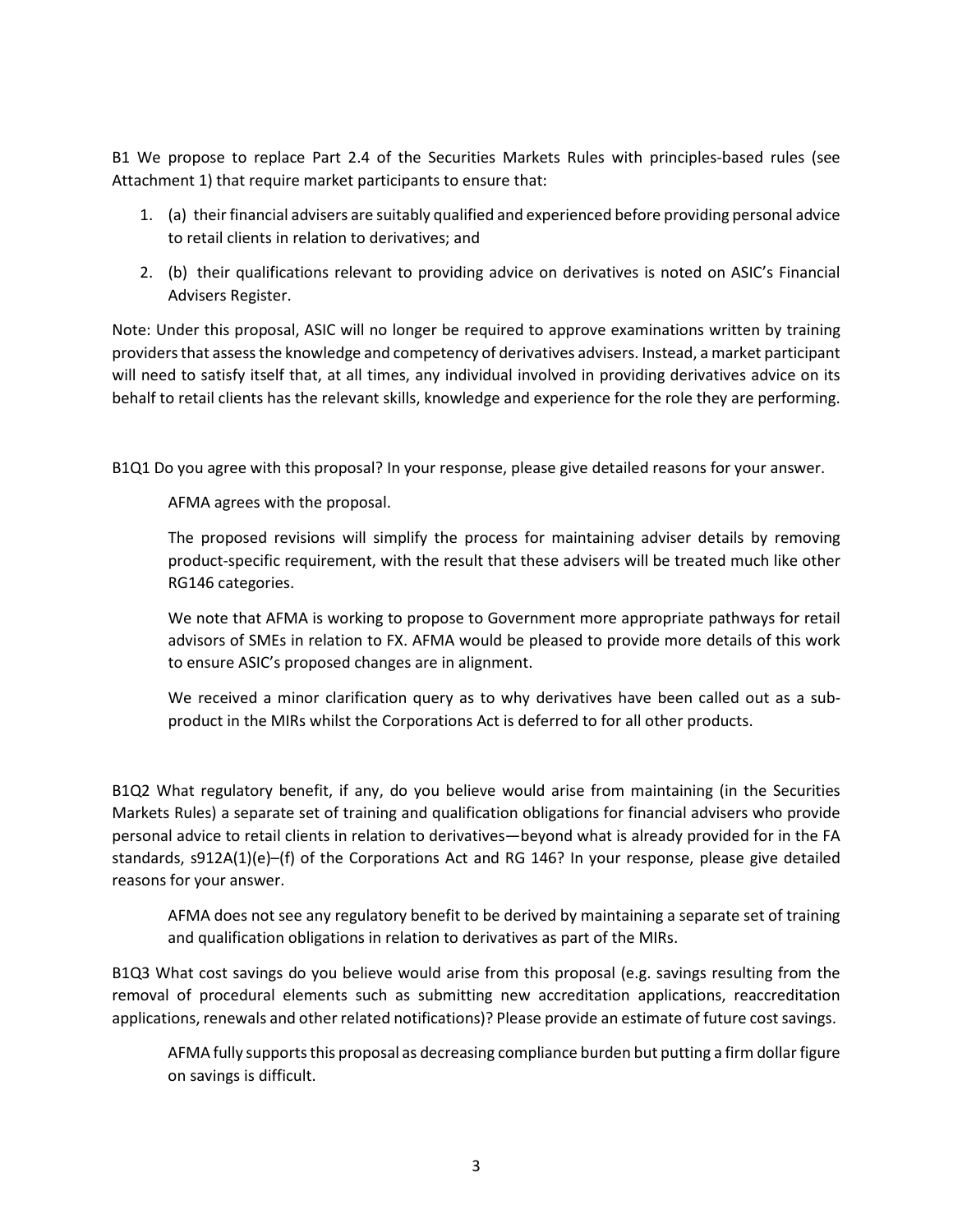B1 We propose to replace Part 2.4 of the Securities Markets Rules with principles-based rules (see Attachment 1) that require market participants to ensure that:

1. (a) their financial advisers are suitably qualified and experienced before providing personal advice to retail clients in relation to derivatives; and
2. (b) their qualifications relevant to providing advice on derivatives is noted on ASIC's Financial Advisers Register.

Note: Under this proposal, ASIC will no longer be required to approve examinations written by training providers that assess the knowledge and competency of derivatives advisers. Instead, a market participant will need to satisfy itself that, at all times, any individual involved in providing derivatives advice on its behalf to retail clients has the relevant skills, knowledge and experience for the role they are performing.

B1Q1 Do you agree with this proposal? In your response, please give detailed reasons for your answer.

> AFMA agrees with the proposal.
>
> The proposed revisions will simplify the process for maintaining adviser details by removing product-specific requirement, with the result that these advisers will be treated much like other RG146 categories.
>
> We note that AFMA is working to propose to Government more appropriate pathways for retail advisors of SMEs in relation to FX. AFMA would be pleased to provide more details of this work to ensure ASIC's proposed changes are in alignment.
>
> We received a minor clarification query as to why derivatives have been called out as a sub-product in the MIRs whilst the Corporations Act is deferred to for all other products.

B1Q2 What regulatory benefit, if any, do you believe would arise from maintaining (in the Securities Markets Rules) a separate set of training and qualification obligations for financial advisers who provide personal advice to retail clients in relation to derivatives—beyond what is already provided for in the FA standards, s912A(1)(e)–(f) of the Corporations Act and RG 146? In your response, please give detailed reasons for your answer.

> AFMA does not see any regulatory benefit to be derived by maintaining a separate set of training and qualification obligations in relation to derivatives as part of the MIRs.

B1Q3 What cost savings do you believe would arise from this proposal (e.g. savings resulting from the removal of procedural elements such as submitting new accreditation applications, reaccreditation applications, renewals and other related notifications)? Please provide an estimate of future cost savings.

> AFMA fully supports this proposal as decreasing compliance burden but putting a firm dollar figure on savings is difficult.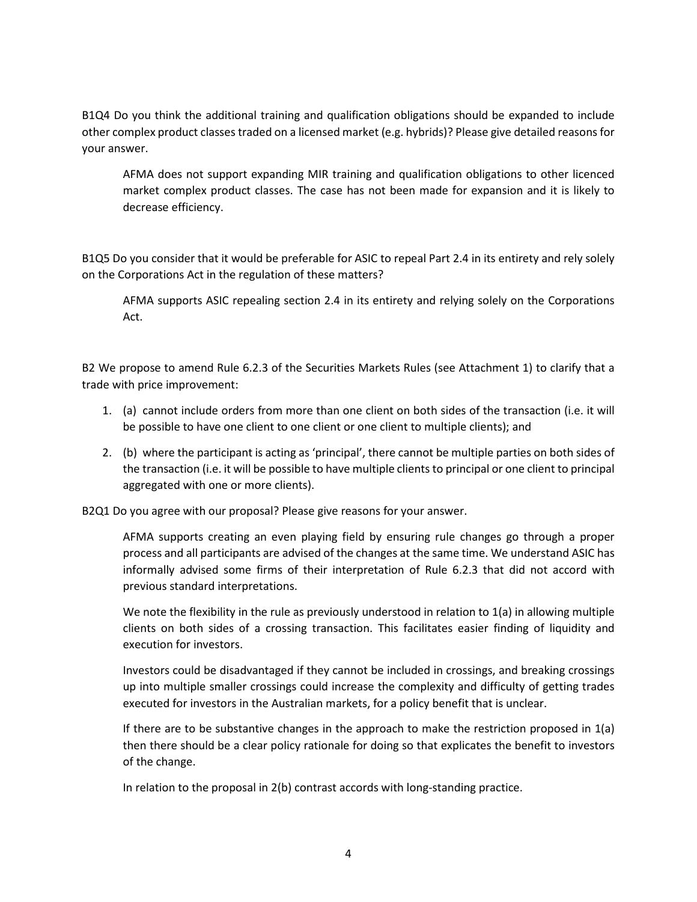B1Q4 Do you think the additional training and qualification obligations should be expanded to include other complex product classes traded on a licensed market (e.g. hybrids)? Please give detailed reasons for your answer.

> AFMA does not support expanding MIR training and qualification obligations to other licenced market complex product classes. The case has not been made for expansion and it is likely to decrease efficiency.

B1Q5 Do you consider that it would be preferable for ASIC to repeal Part 2.4 in its entirety and rely solely on the Corporations Act in the regulation of these matters?

> AFMA supports ASIC repealing section 2.4 in its entirety and relying solely on the Corporations Act.

B2 We propose to amend Rule 6.2.3 of the Securities Markets Rules (see Attachment 1) to clarify that a trade with price improvement:

1. (a) cannot include orders from more than one client on both sides of the transaction (i.e. it will be possible to have one client to one client or one client to multiple clients); and
2. (b) where the participant is acting as 'principal', there cannot be multiple parties on both sides of the transaction (i.e. it will be possible to have multiple clients to principal or one client to principal aggregated with one or more clients).

B2Q1 Do you agree with our proposal? Please give reasons for your answer.

> AFMA supports creating an even playing field by ensuring rule changes go through a proper process and all participants are advised of the changes at the same time. We understand ASIC has informally advised some firms of their interpretation of Rule 6.2.3 that did not accord with previous standard interpretations.
>
> We note the flexibility in the rule as previously understood in relation to 1(a) in allowing multiple clients on both sides of a crossing transaction. This facilitates easier finding of liquidity and execution for investors.
>
> Investors could be disadvantaged if they cannot be included in crossings, and breaking crossings up into multiple smaller crossings could increase the complexity and difficulty of getting trades executed for investors in the Australian markets, for a policy benefit that is unclear.
>
> If there are to be substantive changes in the approach to make the restriction proposed in 1(a) then there should be a clear policy rationale for doing so that explicates the benefit to investors of the change.
>
> In relation to the proposal in 2(b) contrast accords with long-standing practice.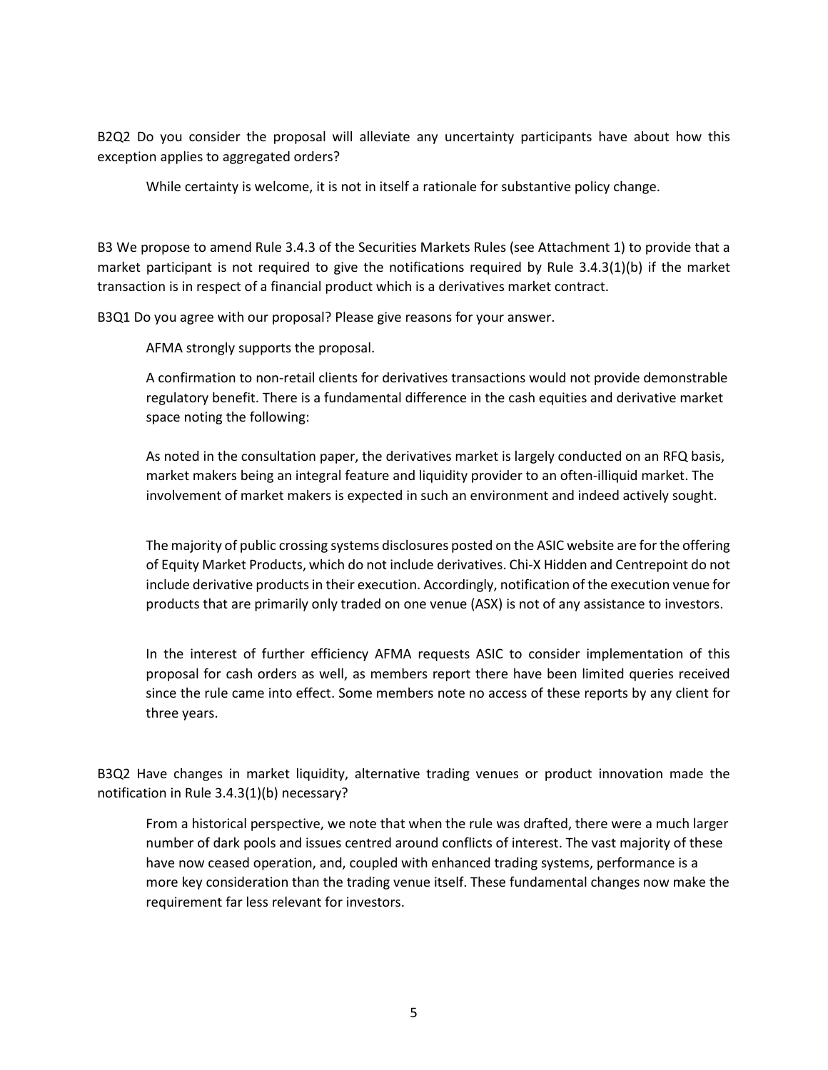B2Q2 Do you consider the proposal will alleviate any uncertainty participants have about how this exception applies to aggregated orders?

> While certainty is welcome, it is not in itself a rationale for substantive policy change.

B3 We propose to amend Rule 3.4.3 of the Securities Markets Rules (see Attachment 1) to provide that a market participant is not required to give the notifications required by Rule 3.4.3(1)(b) if the market transaction is in respect of a financial product which is a derivatives market contract.

B3Q1 Do you agree with our proposal? Please give reasons for your answer.

> AFMA strongly supports the proposal.
>
> A confirmation to non-retail clients for derivatives transactions would not provide demonstrable regulatory benefit. There is a fundamental difference in the cash equities and derivative market space noting the following:
>
> As noted in the consultation paper, the derivatives market is largely conducted on an RFQ basis, market makers being an integral feature and liquidity provider to an often-illiquid market. The involvement of market makers is expected in such an environment and indeed actively sought.
>
> The majority of public crossing systems disclosures posted on the ASIC website are for the offering of Equity Market Products, which do not include derivatives. Chi-X Hidden and Centrepoint do not include derivative products in their execution. Accordingly, notification of the execution venue for products that are primarily only traded on one venue (ASX) is not of any assistance to investors.
>
> In the interest of further efficiency AFMA requests ASIC to consider implementation of this proposal for cash orders as well, as members report there have been limited queries received since the rule came into effect. Some members note no access of these reports by any client for three years.

B3Q2 Have changes in market liquidity, alternative trading venues or product innovation made the notification in Rule 3.4.3(1)(b) necessary?

> From a historical perspective, we note that when the rule was drafted, there were a much larger number of dark pools and issues centred around conflicts of interest. The vast majority of these have now ceased operation, and, coupled with enhanced trading systems, performance is a more key consideration than the trading venue itself. These fundamental changes now make the requirement far less relevant for investors.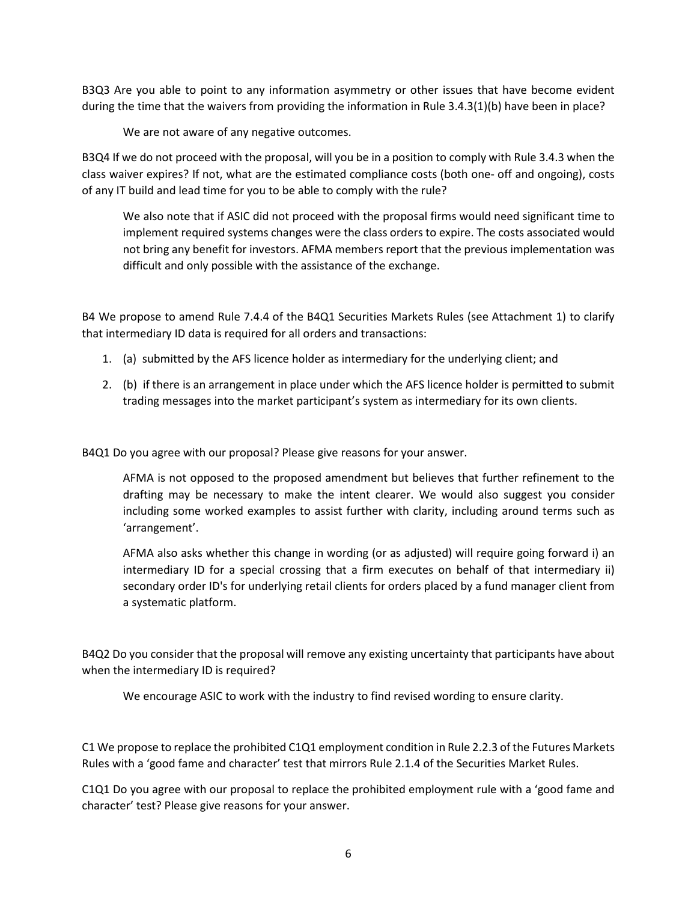B3Q3 Are you able to point to any information asymmetry or other issues that have become evident during the time that the waivers from providing the information in Rule 3.4.3(1)(b) have been in place?

> We are not aware of any negative outcomes.

B3Q4 If we do not proceed with the proposal, will you be in a position to comply with Rule 3.4.3 when the class waiver expires? If not, what are the estimated compliance costs (both one- off and ongoing), costs of any IT build and lead time for you to be able to comply with the rule?

> We also note that if ASIC did not proceed with the proposal firms would need significant time to implement required systems changes were the class orders to expire. The costs associated would not bring any benefit for investors. AFMA members report that the previous implementation was difficult and only possible with the assistance of the exchange.

B4 We propose to amend Rule 7.4.4 of the B4Q1 Securities Markets Rules (see Attachment 1) to clarify that intermediary ID data is required for all orders and transactions:

1. (a) submitted by the AFS licence holder as intermediary for the underlying client; and
2. (b) if there is an arrangement in place under which the AFS licence holder is permitted to submit trading messages into the market participant's system as intermediary for its own clients.

B4Q1 Do you agree with our proposal? Please give reasons for your answer.

> AFMA is not opposed to the proposed amendment but believes that further refinement to the drafting may be necessary to make the intent clearer. We would also suggest you consider including some worked examples to assist further with clarity, including around terms such as 'arrangement'.
>
> AFMA also asks whether this change in wording (or as adjusted) will require going forward i) an intermediary ID for a special crossing that a firm executes on behalf of that intermediary ii) secondary order ID's for underlying retail clients for orders placed by a fund manager client from a systematic platform.

B4Q2 Do you consider that the proposal will remove any existing uncertainty that participants have about when the intermediary ID is required?

> We encourage ASIC to work with the industry to find revised wording to ensure clarity.

C1 We propose to replace the prohibited C1Q1 employment condition in Rule 2.2.3 of the Futures Markets Rules with a 'good fame and character' test that mirrors Rule 2.1.4 of the Securities Market Rules.

C1Q1 Do you agree with our proposal to replace the prohibited employment rule with a 'good fame and character' test? Please give reasons for your answer.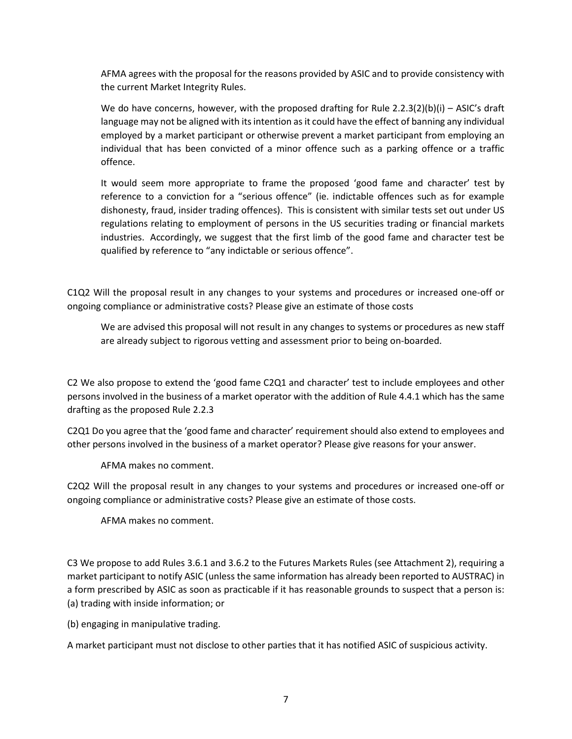AFMA agrees with the proposal for the reasons provided by ASIC and to provide consistency with the current Market Integrity Rules.

We do have concerns, however, with the proposed drafting for Rule 2.2.3(2)(b)(i) – ASIC's draft language may not be aligned with its intention as it could have the effect of banning any individual employed by a market participant or otherwise prevent a market participant from employing an individual that has been convicted of a minor offence such as a parking offence or a traffic offence.

It would seem more appropriate to frame the proposed 'good fame and character' test by reference to a conviction for a "serious offence" (ie. indictable offences such as for example dishonesty, fraud, insider trading offences). This is consistent with similar tests set out under US regulations relating to employment of persons in the US securities trading or financial markets industries. Accordingly, we suggest that the first limb of the good fame and character test be qualified by reference to "any indictable or serious offence".

C1Q2 Will the proposal result in any changes to your systems and procedures or increased one-off or ongoing compliance or administrative costs? Please give an estimate of those costs

We are advised this proposal will not result in any changes to systems or procedures as new staff are already subject to rigorous vetting and assessment prior to being on-boarded.

C2 We also propose to extend the 'good fame C2Q1 and character' test to include employees and other persons involved in the business of a market operator with the addition of Rule 4.4.1 which has the same drafting as the proposed Rule 2.2.3

C2Q1 Do you agree that the 'good fame and character' requirement should also extend to employees and other persons involved in the business of a market operator? Please give reasons for your answer.

AFMA makes no comment.

C2Q2 Will the proposal result in any changes to your systems and procedures or increased one-off or ongoing compliance or administrative costs? Please give an estimate of those costs.

AFMA makes no comment.

C3 We propose to add Rules 3.6.1 and 3.6.2 to the Futures Markets Rules (see Attachment 2), requiring a market participant to notify ASIC (unless the same information has already been reported to AUSTRAC) in a form prescribed by ASIC as soon as practicable if it has reasonable grounds to suspect that a person is:
(a) trading with inside information; or

(b) engaging in manipulative trading.

A market participant must not disclose to other parties that it has notified ASIC of suspicious activity.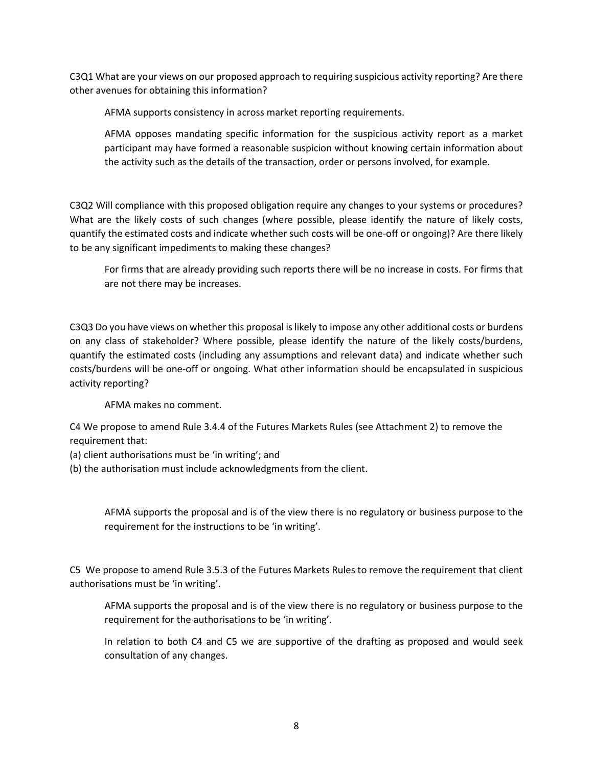C3Q1 What are your views on our proposed approach to requiring suspicious activity reporting? Are there other avenues for obtaining this information?

> AFMA supports consistency in across market reporting requirements.
>
> AFMA opposes mandating specific information for the suspicious activity report as a market participant may have formed a reasonable suspicion without knowing certain information about the activity such as the details of the transaction, order or persons involved, for example.

C3Q2 Will compliance with this proposed obligation require any changes to your systems or procedures? What are the likely costs of such changes (where possible, please identify the nature of likely costs, quantify the estimated costs and indicate whether such costs will be one-off or ongoing)? Are there likely to be any significant impediments to making these changes?

> For firms that are already providing such reports there will be no increase in costs. For firms that are not there may be increases.

C3Q3 Do you have views on whether this proposal is likely to impose any other additional costs or burdens on any class of stakeholder? Where possible, please identify the nature of the likely costs/burdens, quantify the estimated costs (including any assumptions and relevant data) and indicate whether such costs/burdens will be one-off or ongoing. What other information should be encapsulated in suspicious activity reporting?

> AFMA makes no comment.

C4 We propose to amend Rule 3.4.4 of the Futures Markets Rules (see Attachment 2) to remove the requirement that:

(a) client authorisations must be 'in writing'; and

(b) the authorisation must include acknowledgments from the client.

> AFMA supports the proposal and is of the view there is no regulatory or business purpose to the requirement for the instructions to be 'in writing'.

C5 We propose to amend Rule 3.5.3 of the Futures Markets Rules to remove the requirement that client authorisations must be 'in writing'.

> AFMA supports the proposal and is of the view there is no regulatory or business purpose to the requirement for the authorisations to be 'in writing'.
>
> In relation to both C4 and C5 we are supportive of the drafting as proposed and would seek consultation of any changes.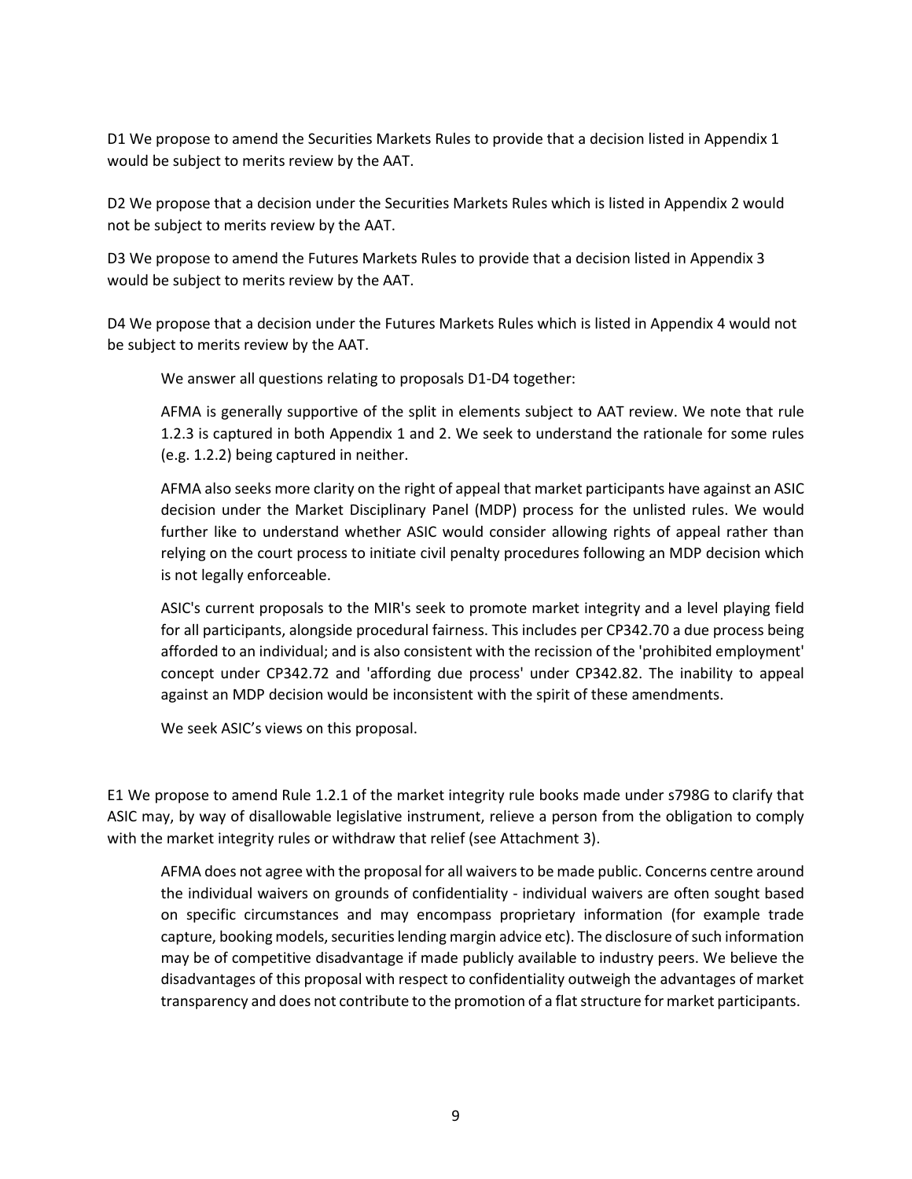D1 We propose to amend the Securities Markets Rules to provide that a decision listed in Appendix 1 would be subject to merits review by the AAT.

D2 We propose that a decision under the Securities Markets Rules which is listed in Appendix 2 would not be subject to merits review by the AAT.

D3 We propose to amend the Futures Markets Rules to provide that a decision listed in Appendix 3 would be subject to merits review by the AAT.

D4 We propose that a decision under the Futures Markets Rules which is listed in Appendix 4 would not be subject to merits review by the AAT.

> We answer all questions relating to proposals D1-D4 together:
>
> AFMA is generally supportive of the split in elements subject to AAT review. We note that rule 1.2.3 is captured in both Appendix 1 and 2. We seek to understand the rationale for some rules (e.g. 1.2.2) being captured in neither.
>
> AFMA also seeks more clarity on the right of appeal that market participants have against an ASIC decision under the Market Disciplinary Panel (MDP) process for the unlisted rules. We would further like to understand whether ASIC would consider allowing rights of appeal rather than relying on the court process to initiate civil penalty procedures following an MDP decision which is not legally enforceable.
>
> ASIC's current proposals to the MIR's seek to promote market integrity and a level playing field for all participants, alongside procedural fairness. This includes per CP342.70 a due process being afforded to an individual; and is also consistent with the recission of the 'prohibited employment' concept under CP342.72 and 'affording due process' under CP342.82. The inability to appeal against an MDP decision would be inconsistent with the spirit of these amendments.
>
> We seek ASIC's views on this proposal.

E1 We propose to amend Rule 1.2.1 of the market integrity rule books made under s798G to clarify that ASIC may, by way of disallowable legislative instrument, relieve a person from the obligation to comply with the market integrity rules or withdraw that relief (see Attachment 3).

> AFMA does not agree with the proposal for all waivers to be made public. Concerns centre around the individual waivers on grounds of confidentiality - individual waivers are often sought based on specific circumstances and may encompass proprietary information (for example trade capture, booking models, securities lending margin advice etc). The disclosure of such information may be of competitive disadvantage if made publicly available to industry peers. We believe the disadvantages of this proposal with respect to confidentiality outweigh the advantages of market transparency and does not contribute to the promotion of a flat structure for market participants.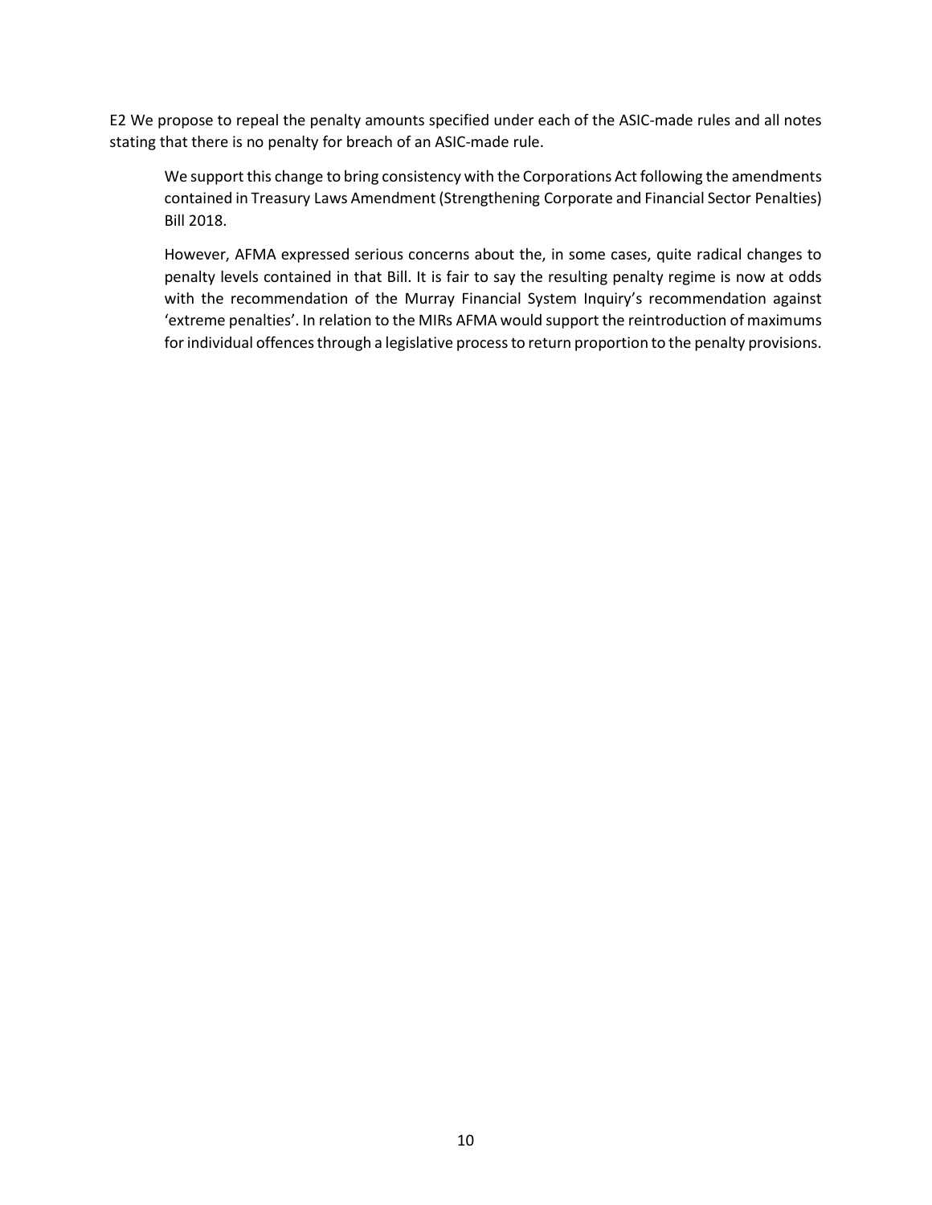E2 We propose to repeal the penalty amounts specified under each of the ASIC-made rules and all notes stating that there is no penalty for breach of an ASIC-made rule.

> We support this change to bring consistency with the Corporations Act following the amendments contained in Treasury Laws Amendment (Strengthening Corporate and Financial Sector Penalties) Bill 2018.
>
> However, AFMA expressed serious concerns about the, in some cases, quite radical changes to penalty levels contained in that Bill. It is fair to say the resulting penalty regime is now at odds with the recommendation of the Murray Financial System Inquiry's recommendation against 'extreme penalties'. In relation to the MIRs AFMA would support the reintroduction of maximums for individual offences through a legislative process to return proportion to the penalty provisions.